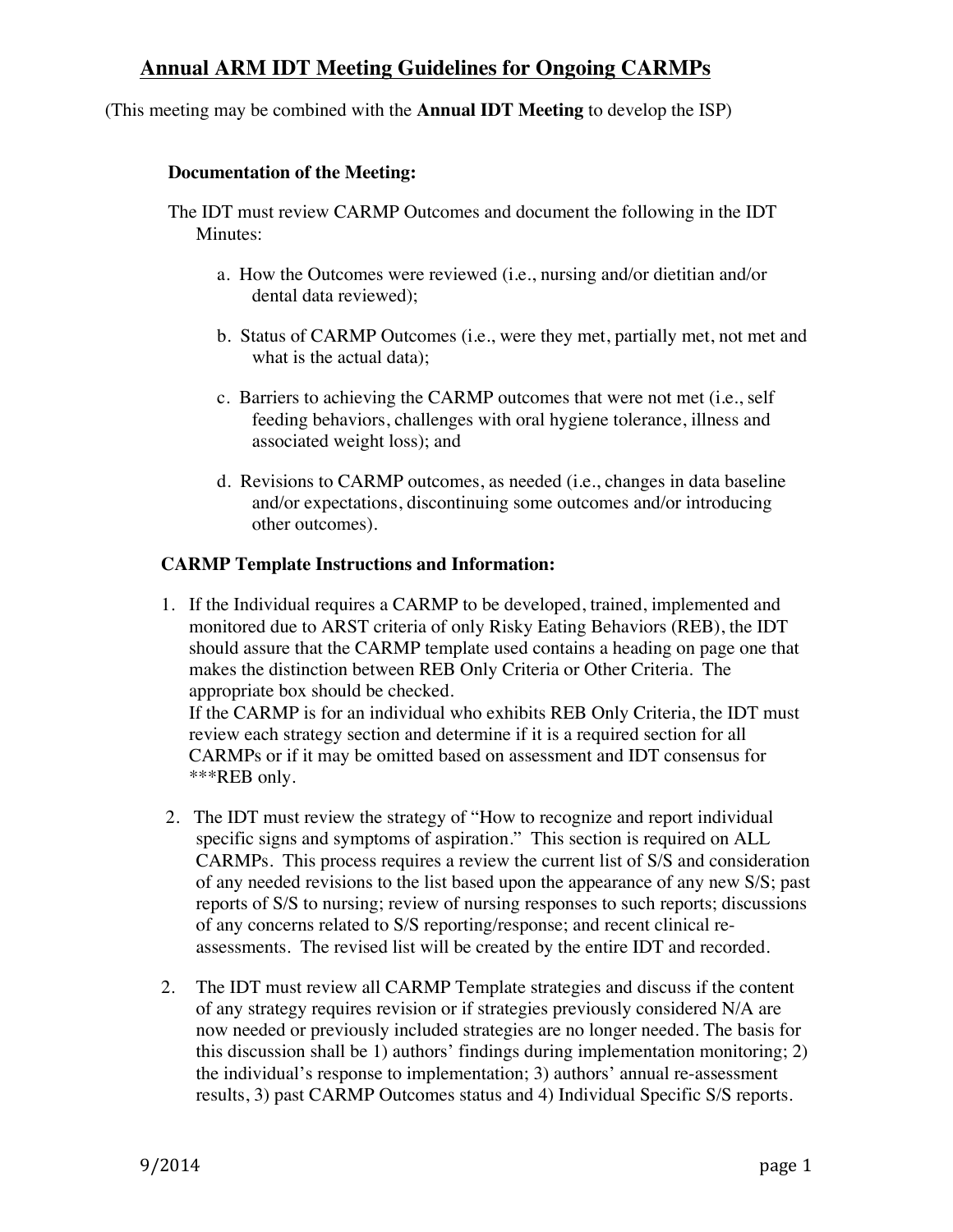# Annual ARM IDT Meeting Guidelines for Ongoing CARMPs

(This meeting may be combined with the **Annual IDT Meeting** to develop the ISP)

### Documentation of the Meeting:

The IDT must review CARMP Outcomes and document the following in the IDT Minutes:

a. How the Outcomes were reviewed (i.e., nursing and/or dietitian and/or dental data reviewed);

b. Status of CARMP Outcomes (i.e., were they met, partially met, not met and what is the actual data);

c. Barriers to achieving the CARMP outcomes that were not met (i.e., self feeding behaviors, challenges with oral hygiene tolerance, illness and associated weight loss); and

d. Revisions to CARMP outcomes, as needed (i.e., changes in data baseline and/or expectations, discontinuing some outcomes and/or introducing other outcomes).

### CARMP Template Instructions and Information:

1. If the Individual requires a CARMP to be developed, trained, implemented and monitored due to ARST criteria of only Risky Eating Behaviors (REB), the IDT should assure that the CARMP template used contains a heading on page one that makes the distinction between REB Only Criteria or Other Criteria. The appropriate box should be checked.
   If the CARMP is for an individual who exhibits REB Only Criteria, the IDT must review each strategy section and determine if it is a required section for all CARMPs or if it may be omitted based on assessment and IDT consensus for ***REB only.

2. The IDT must review the strategy of "How to recognize and report individual specific signs and symptoms of aspiration." This section is required on ALL CARMPs. This process requires a review the current list of S/S and consideration of any needed revisions to the list based upon the appearance of any new S/S; past reports of S/S to nursing; review of nursing responses to such reports; discussions of any concerns related to S/S reporting/response; and recent clinical re-assessments. The revised list will be created by the entire IDT and recorded.

2. The IDT must review all CARMP Template strategies and discuss if the content of any strategy requires revision or if strategies previously considered N/A are now needed or previously included strategies are no longer needed. The basis for this discussion shall be 1) authors' findings during implementation monitoring; 2) the individual's response to implementation; 3) authors' annual re-assessment results, 3) past CARMP Outcomes status and 4) Individual Specific S/S reports.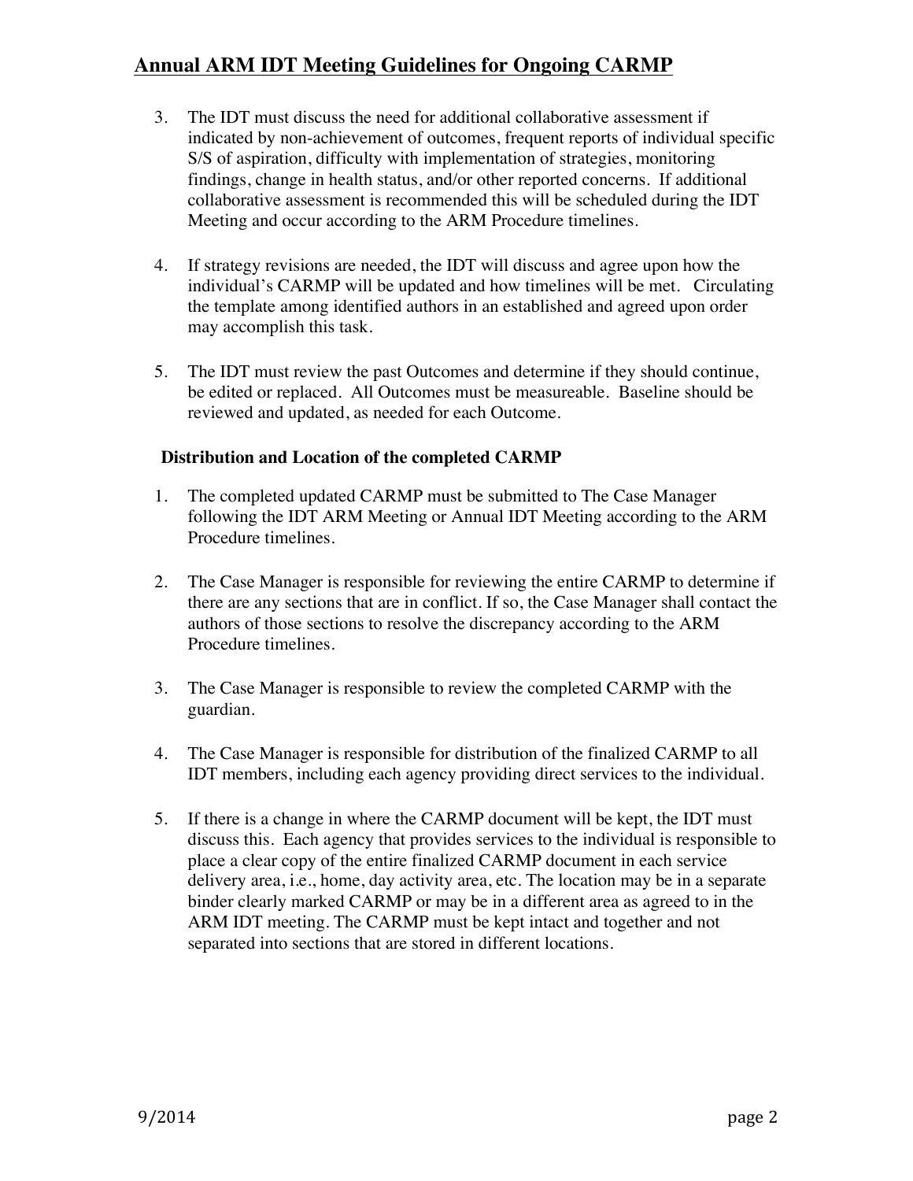3. The IDT must discuss the need for additional collaborative assessment if indicated by non-achievement of outcomes, frequent reports of individual specific S/S of aspiration, difficulty with implementation of strategies, monitoring findings, change in health status, and/or other reported concerns. If additional collaborative assessment is recommended this will be scheduled during the IDT Meeting and occur according to the ARM Procedure timelines.

4. If strategy revisions are needed, the IDT will discuss and agree upon how the individual's CARMP will be updated and how timelines will be met. Circulating the template among identified authors in an established and agreed upon order may accomplish this task.

5. The IDT must review the past Outcomes and determine if they should continue, be edited or replaced. All Outcomes must be measureable. Baseline should be reviewed and updated, as needed for each Outcome.

### Distribution and Location of the completed CARMP

1. The completed updated CARMP must be submitted to The Case Manager following the IDT ARM Meeting or Annual IDT Meeting according to the ARM Procedure timelines.

2. The Case Manager is responsible for reviewing the entire CARMP to determine if there are any sections that are in conflict. If so, the Case Manager shall contact the authors of those sections to resolve the discrepancy according to the ARM Procedure timelines.

3. The Case Manager is responsible to review the completed CARMP with the guardian.

4. The Case Manager is responsible for distribution of the finalized CARMP to all IDT members, including each agency providing direct services to the individual.

5. If there is a change in where the CARMP document will be kept, the IDT must discuss this. Each agency that provides services to the individual is responsible to place a clear copy of the entire finalized CARMP document in each service delivery area, i.e., home, day activity area, etc. The location may be in a separate binder clearly marked CARMP or may be in a different area as agreed to in the ARM IDT meeting. The CARMP must be kept intact and together and not separated into sections that are stored in different locations.